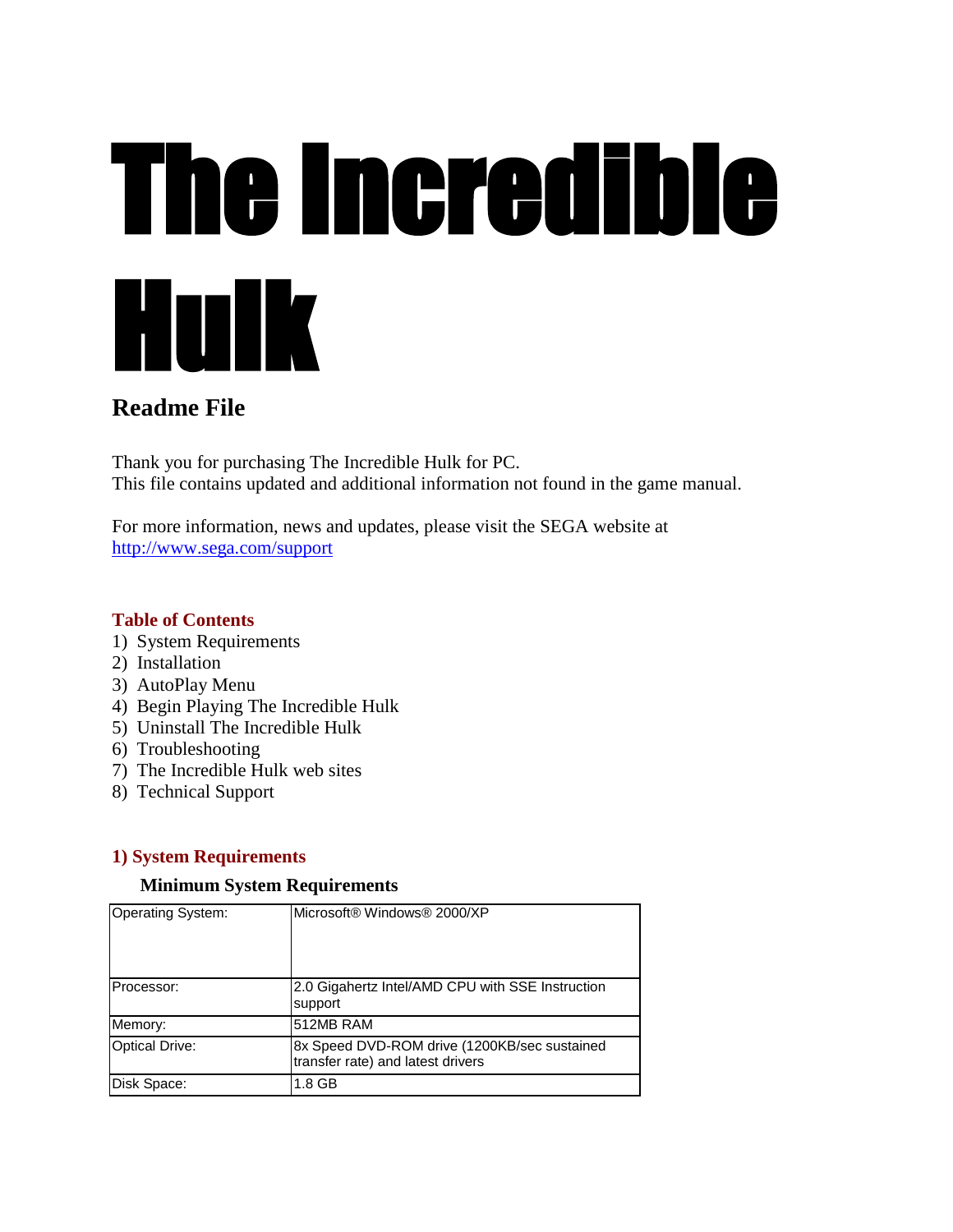# The Incredible Hulk

## Readme File

Thank you for purchasing The Incredible Hulk for PC.
This file contains updated and additional information not found in the game manual.

For more information, news and updates, please visit the SEGA website at
http://www.sega.com/support

### Table of Contents

1) System Requirements
2) Installation
3) AutoPlay Menu
4) Begin Playing The Incredible Hulk
5) Uninstall The Incredible Hulk
6) Troubleshooting
7) The Incredible Hulk web sites
8) Technical Support

### 1) System Requirements

#### Minimum System Requirements

| Operating System: | Microsoft® Windows® 2000/XP |
|---|---|
| Processor: | 2.0 Gigahertz Intel/AMD CPU with SSE Instruction support |
| Memory: | 512MB RAM |
| Optical Drive: | 8x Speed DVD-ROM drive (1200KB/sec sustained transfer rate) and latest drivers |
| Disk Space: | 1.8 GB |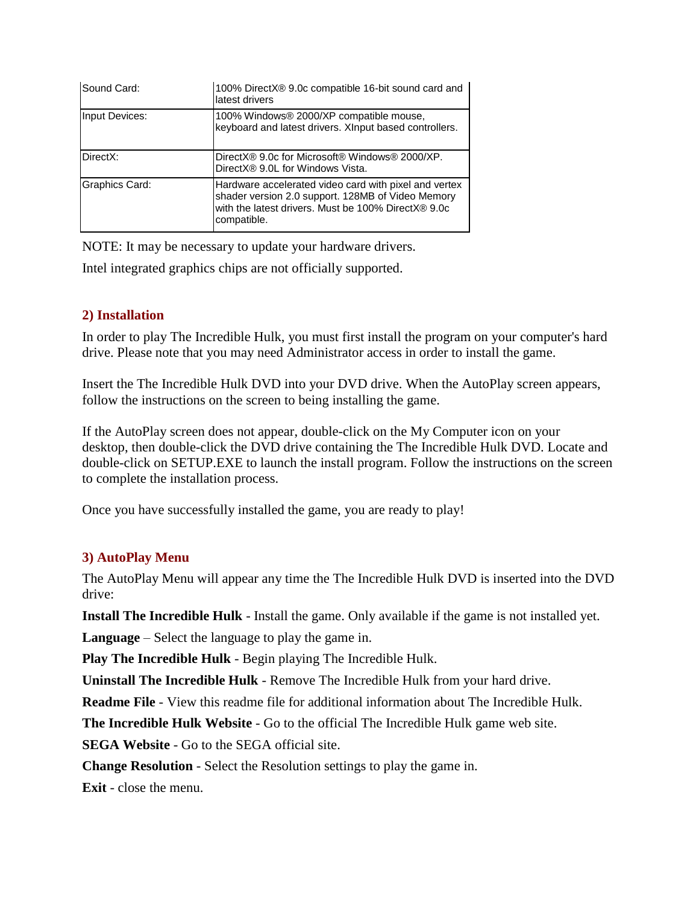| | |
|---|---|
| Sound Card: | 100% DirectX® 9.0c compatible 16-bit sound card and latest drivers |
| Input Devices: | 100% Windows® 2000/XP compatible mouse, keyboard and latest drivers. XInput based controllers. |
| DirectX: | DirectX® 9.0c for Microsoft® Windows® 2000/XP. DirectX® 9.0L for Windows Vista. |
| Graphics Card: | Hardware accelerated video card with pixel and vertex shader version 2.0 support. 128MB of Video Memory with the latest drivers. Must be 100% DirectX® 9.0c compatible. |

NOTE: It may be necessary to update your hardware drivers.

Intel integrated graphics chips are not officially supported.

## 2) Installation

In order to play The Incredible Hulk, you must first install the program on your computer's hard drive. Please note that you may need Administrator access in order to install the game.

Insert the The Incredible Hulk DVD into your DVD drive. When the AutoPlay screen appears, follow the instructions on the screen to being installing the game.

If the AutoPlay screen does not appear, double-click on the My Computer icon on your desktop, then double-click the DVD drive containing the The Incredible Hulk DVD. Locate and double-click on SETUP.EXE to launch the install program. Follow the instructions on the screen to complete the installation process.

Once you have successfully installed the game, you are ready to play!

## 3) AutoPlay Menu

The AutoPlay Menu will appear any time the The Incredible Hulk DVD is inserted into the DVD drive:

**Install The Incredible Hulk** - Install the game. Only available if the game is not installed yet.

**Language** – Select the language to play the game in.

**Play The Incredible Hulk** - Begin playing The Incredible Hulk.

**Uninstall The Incredible Hulk** - Remove The Incredible Hulk from your hard drive.

**Readme File** - View this readme file for additional information about The Incredible Hulk.

**The Incredible Hulk Website** - Go to the official The Incredible Hulk game web site.

**SEGA Website** - Go to the SEGA official site.

**Change Resolution** - Select the Resolution settings to play the game in.

**Exit** - close the menu.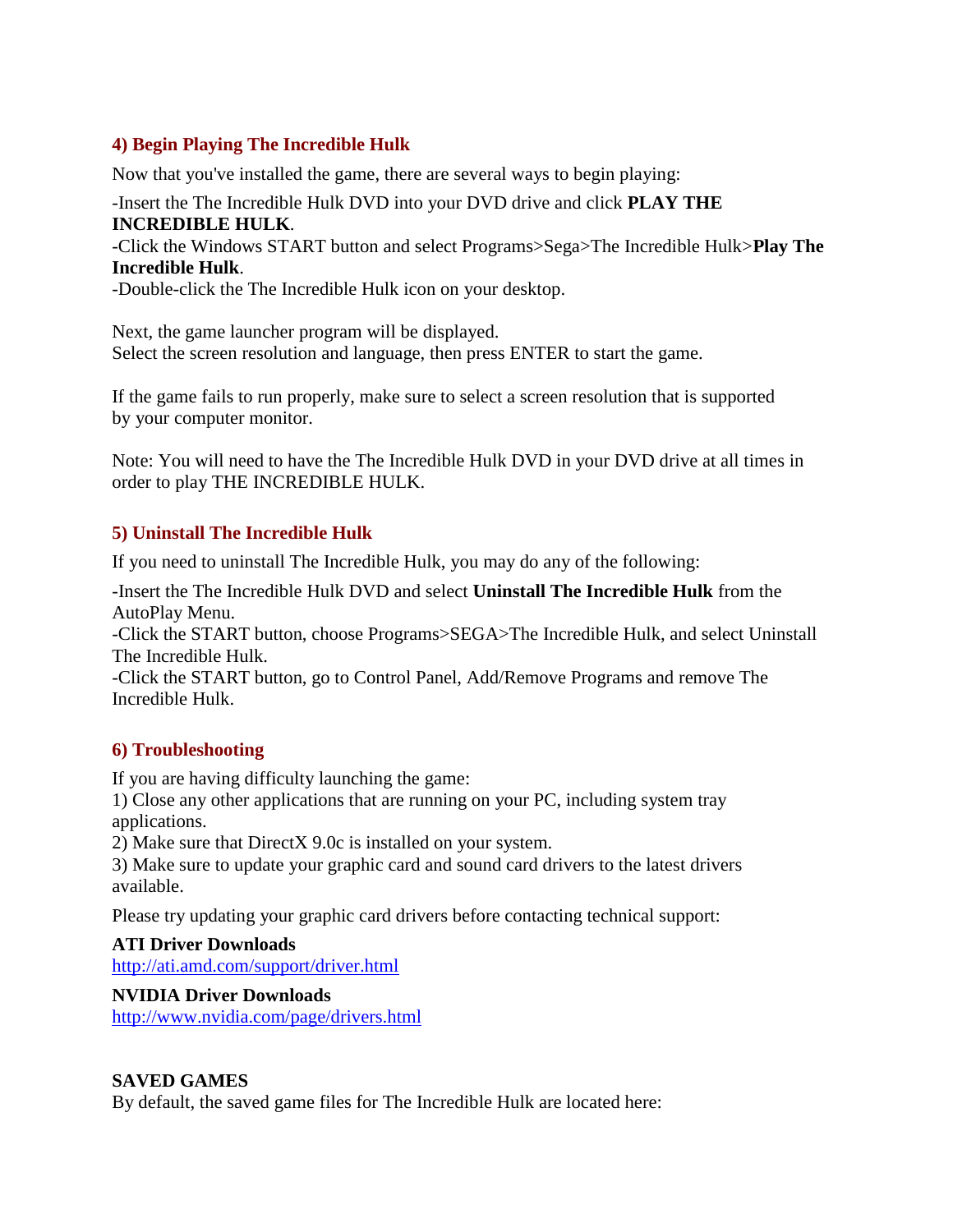## 4) Begin Playing The Incredible Hulk

Now that you've installed the game, there are several ways to begin playing:

-Insert the The Incredible Hulk DVD into your DVD drive and click **PLAY THE INCREDIBLE HULK**.
-Click the Windows START button and select Programs>Sega>The Incredible Hulk>**Play The Incredible Hulk**.
-Double-click the The Incredible Hulk icon on your desktop.

Next, the game launcher program will be displayed.
Select the screen resolution and language, then press ENTER to start the game.

If the game fails to run properly, make sure to select a screen resolution that is supported by your computer monitor.

Note: You will need to have the The Incredible Hulk DVD in your DVD drive at all times in order to play THE INCREDIBLE HULK.

## 5) Uninstall The Incredible Hulk

If you need to uninstall The Incredible Hulk, you may do any of the following:

-Insert the The Incredible Hulk DVD and select **Uninstall The Incredible Hulk** from the AutoPlay Menu.
-Click the START button, choose Programs>SEGA>The Incredible Hulk, and select Uninstall The Incredible Hulk.
-Click the START button, go to Control Panel, Add/Remove Programs and remove The Incredible Hulk.

## 6) Troubleshooting

If you are having difficulty launching the game:
1) Close any other applications that are running on your PC, including system tray applications.
2) Make sure that DirectX 9.0c is installed on your system.
3) Make sure to update your graphic card and sound card drivers to the latest drivers available.

Please try updating your graphic card drivers before contacting technical support:

**ATI Driver Downloads**
http://ati.amd.com/support/driver.html

**NVIDIA Driver Downloads**
http://www.nvidia.com/page/drivers.html

**SAVED GAMES**
By default, the saved game files for The Incredible Hulk are located here: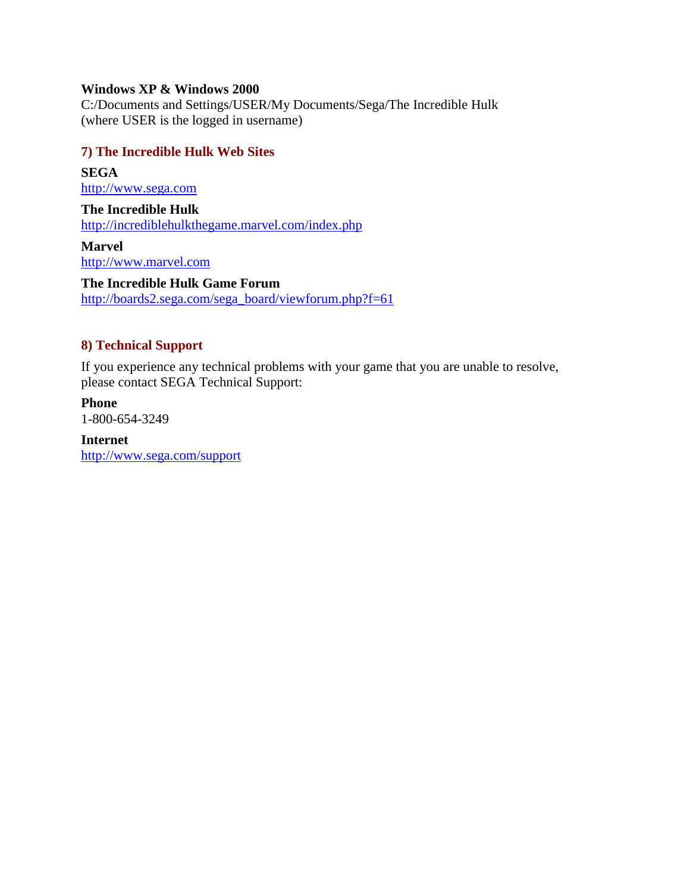**Windows XP & Windows 2000**
C:/Documents and Settings/USER/My Documents/Sega/The Incredible Hulk
(where USER is the logged in username)

## 7) The Incredible Hulk Web Sites

**SEGA**
http://www.sega.com

**The Incredible Hulk**
http://incrediblehulkthegame.marvel.com/index.php

**Marvel**
http://www.marvel.com

**The Incredible Hulk Game Forum**
http://boards2.sega.com/sega_board/viewforum.php?f=61

## 8) Technical Support

If you experience any technical problems with your game that you are unable to resolve, please contact SEGA Technical Support:

**Phone**
1-800-654-3249

**Internet**
http://www.sega.com/support